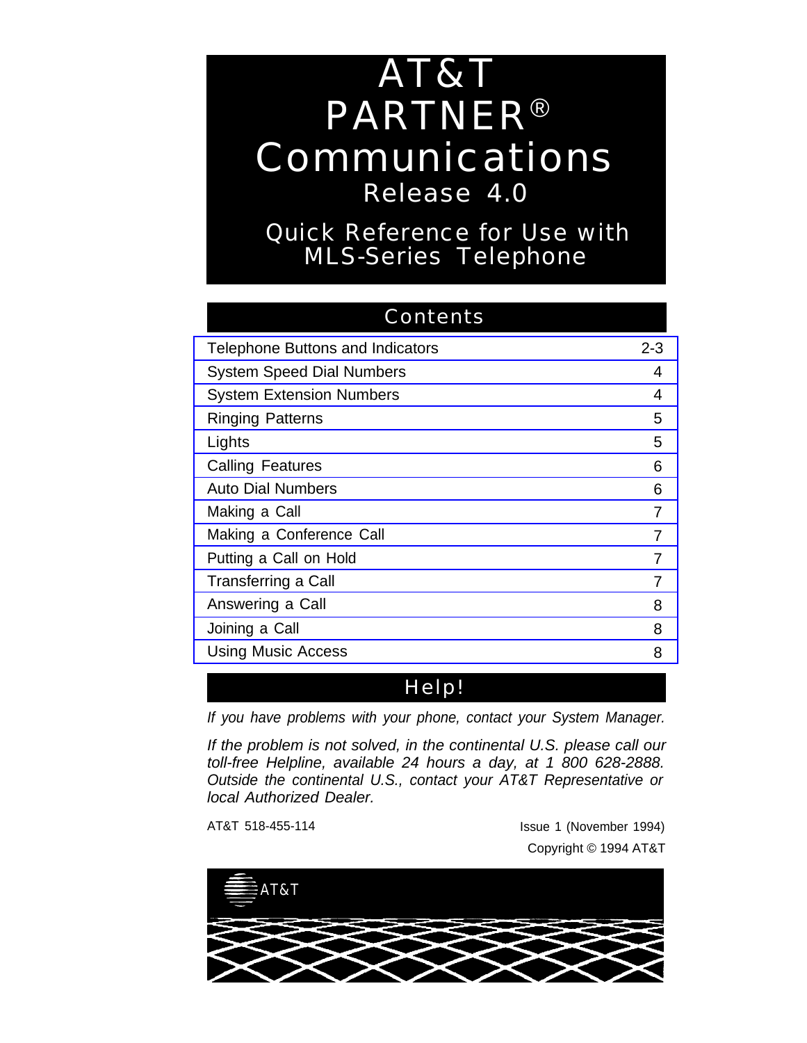# AT&T PARTNER® Communications

## Release 4.0

## Quick Reference for Use with MLS-Series Telephone

## Contents

| | |
|---|---|
| Telephone Buttons and Indicators | 2-3 |
| System Speed Dial Numbers | 4 |
| System Extension Numbers | 4 |
| Ringing Patterns | 5 |
| Lights | 5 |
| Calling Features | 6 |
| Auto Dial Numbers | 6 |
| Making a Call | 7 |
| Making a Conference Call | 7 |
| Putting a Call on Hold | 7 |
| Transferring a Call | 7 |
| Answering a Call | 8 |
| Joining a Call | 8 |
| Using Music Access | 8 |

## Help!

*If you have problems with your phone, contact your System Manager.*

*If the problem is not solved, in the continental U.S. please call our toll-free Helpline, available 24 hours a day, at 1 800 628-2888. Outside the continental U.S., contact your AT&T Representative or local Authorized Dealer.*

AT&T 518-455-114

Issue 1 (November 1994)

Copyright © 1994 AT&T

AT&T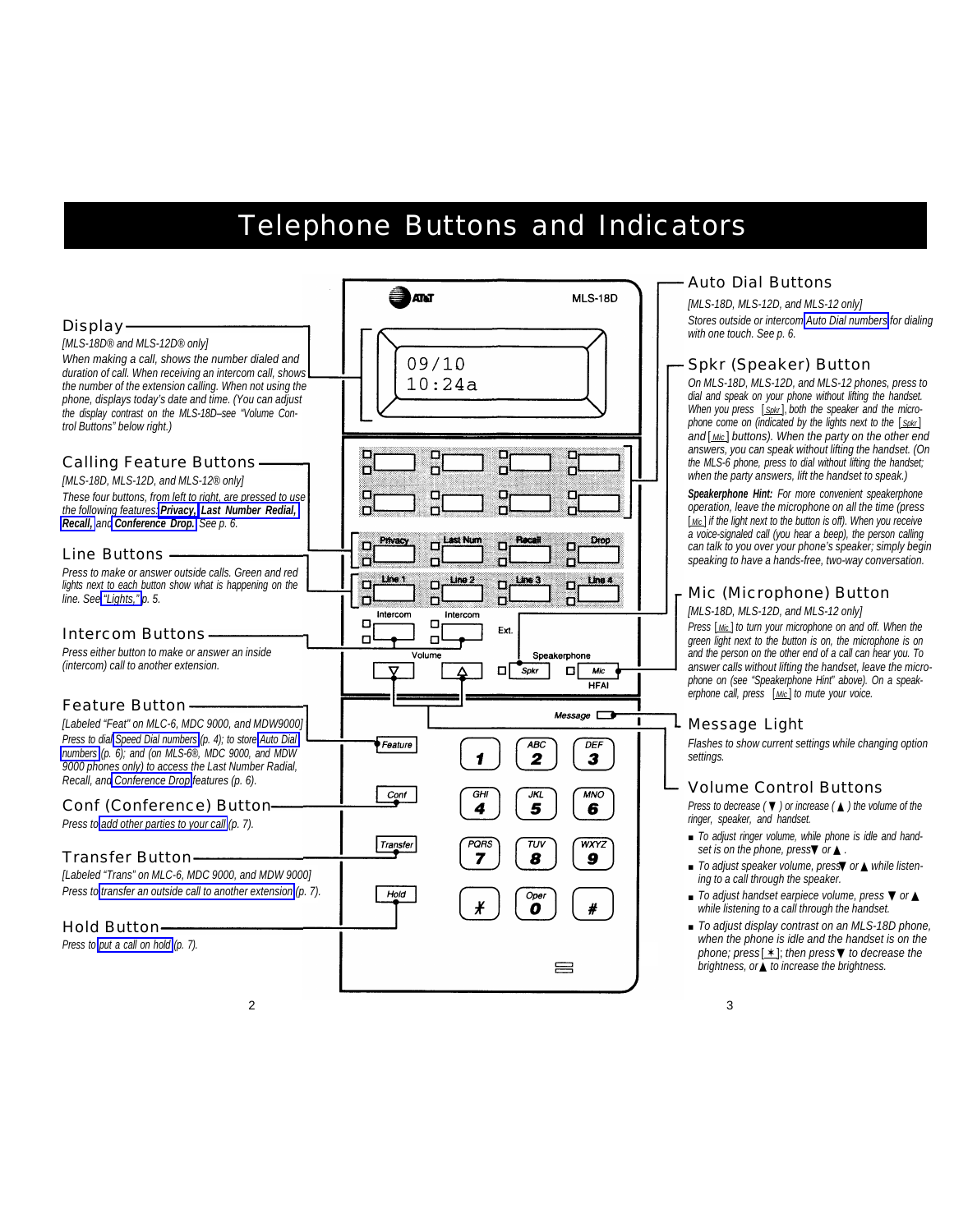// Telephone Buttons and Indicators

## Telephone Buttons and Indicators

### Display

*[MLS-18D® and MLS-12D® only]*

*When making a call, shows the number dialed and duration of call. When receiving an intercom call, shows the number of the extension calling. When not using the phone, displays today's date and time. (You can adjust the display contrast on the MLS-18D–see "Volume Control Buttons" below right.)*

### Calling Feature Buttons

*[MLS-18D, MLS-12D, and MLS-12® only]*

*These four buttons, from left to right, are pressed to use the following features:* ***Privacy, Last Number Redial, Recall,*** *and* ***Conference Drop.*** *See p. 6.*

### Line Buttons

*Press to make or answer outside calls. Green and red lights next to each button show what is happening on the line. See "Lights," p. 5.*

### Intercom Buttons

*Press either button to make or answer an inside (intercom) call to another extension.*

### Feature Button

*[Labeled "Feat" on MLC-6, MDC 9000, and MDW9000]*

*Press to dial Speed Dial numbers (p. 4); to store Auto Dial numbers (p. 6); and (on MLS-6®, MDC 9000, and MDW 9000 phones only) to access the Last Number Radial, Recall, and Conference Drop features (p. 6).*

### Conf (Conference) Button

*Press to add other parties to your call (p. 7).*

### Transfer Button

*[Labeled "Trans" on MLC-6, MDC 9000, and MDW 9000]*

*Press to transfer an outside call to another extension (p. 7).*

### Hold Button

*Press to put a call on hold (p. 7).*

### Auto Dial Buttons

*[MLS-18D, MLS-12D, and MLS-12 only]*

*Stores outside or intercom Auto Dial numbers for dialing with one touch. See p. 6.*

### Spkr (Speaker) Button

*On MLS-18D, MLS-12D, and MLS-12 phones, press to dial and speak on your phone without lifting the handset. When you press [Spkr], both the speaker and the microphone come on (indicated by the lights next to the [Spkr] and [Mic] buttons). When the party on the other end answers, you can speak without lifting the handset. (On the MLS-6 phone, press to dial without lifting the handset; when the party answers, lift the handset to speak.)*

***Speakerphone Hint:*** *For more convenient speakerphone operation, leave the microphone on all the time (press [Mic] if the light next to the button is off). When you receive a voice-signaled call (you hear a beep), the person calling can talk to you over your phone's speaker; simply begin speaking to have a hands-free, two-way conversation.*

### Mic (Microphone) Button

*[MLS-18D, MLS-12D, and MLS-12 only]*

*Press [Mic] to turn your microphone on and off. When the green light next to the button is on, the microphone is on and the person on the other end of a call can hear you. To answer calls without lifting the handset, leave the microphone on (see "Speakerphone Hint" above). On a speakerphone call, press [Mic] to mute your voice.*

### Message Light

*Flashes to show current settings while changing option settings.*

### Volume Control Buttons

*Press to decrease (▼) or increase (▲) the volume of the ringer, speaker, and handset.*

- *To adjust ringer volume, while phone is idle and handset is on the phone, press ▼ or ▲.*
- *To adjust speaker volume, press ▼ or ▲ while listening to a call through the speaker.*
- *To adjust handset earpiece volume, press ▼ or ▲ while listening to a call through the handset.*
- *To adjust display contrast on an MLS-18D phone, when the phone is idle and the handset is on the phone; press [*]; then press ▼ to decrease the brightness, or ▲ to increase the brightness.*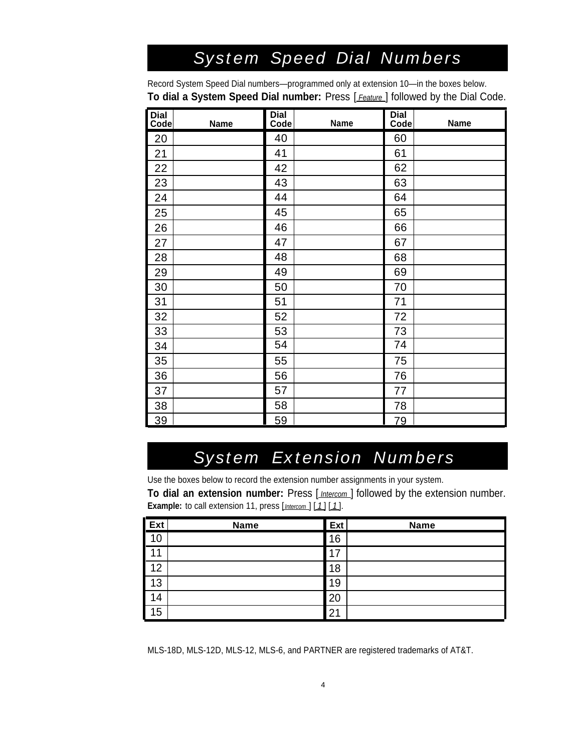# System Speed Dial Numbers

Record System Speed Dial numbers—programmed only at extension 10—in the boxes below.

**To dial a System Speed Dial number:** Press [ *Feature* ] followed by the Dial Code.

| Dial Code | Name | Dial Code | Name | Dial Code | Name |
|---|---|---|---|---|---|
| 20 | | 40 | | 60 | |
| 21 | | 41 | | 61 | |
| 22 | | 42 | | 62 | |
| 23 | | 43 | | 63 | |
| 24 | | 44 | | 64 | |
| 25 | | 45 | | 65 | |
| 26 | | 46 | | 66 | |
| 27 | | 47 | | 67 | |
| 28 | | 48 | | 68 | |
| 29 | | 49 | | 69 | |
| 30 | | 50 | | 70 | |
| 31 | | 51 | | 71 | |
| 32 | | 52 | | 72 | |
| 33 | | 53 | | 73 | |
| 34 | | 54 | | 74 | |
| 35 | | 55 | | 75 | |
| 36 | | 56 | | 76 | |
| 37 | | 57 | | 77 | |
| 38 | | 58 | | 78 | |
| 39 | | 59 | | 79 | |

# System Extension Numbers

Use the boxes below to record the extension number assignments in your system.

**To dial an extension number:** Press [ *Intercom* ] followed by the extension number.

**Example:** to call extension 11, press [ *Intercom* ] [ *1* ] [ *1* ].

| Ext | Name | Ext | Name |
|---|---|---|---|
| 10 | | 16 | |
| 11 | | 17 | |
| 12 | | 18 | |
| 13 | | 19 | |
| 14 | | 20 | |
| 15 | | 21 | |

MLS-18D, MLS-12D, MLS-12, MLS-6, and PARTNER are registered trademarks of AT&T.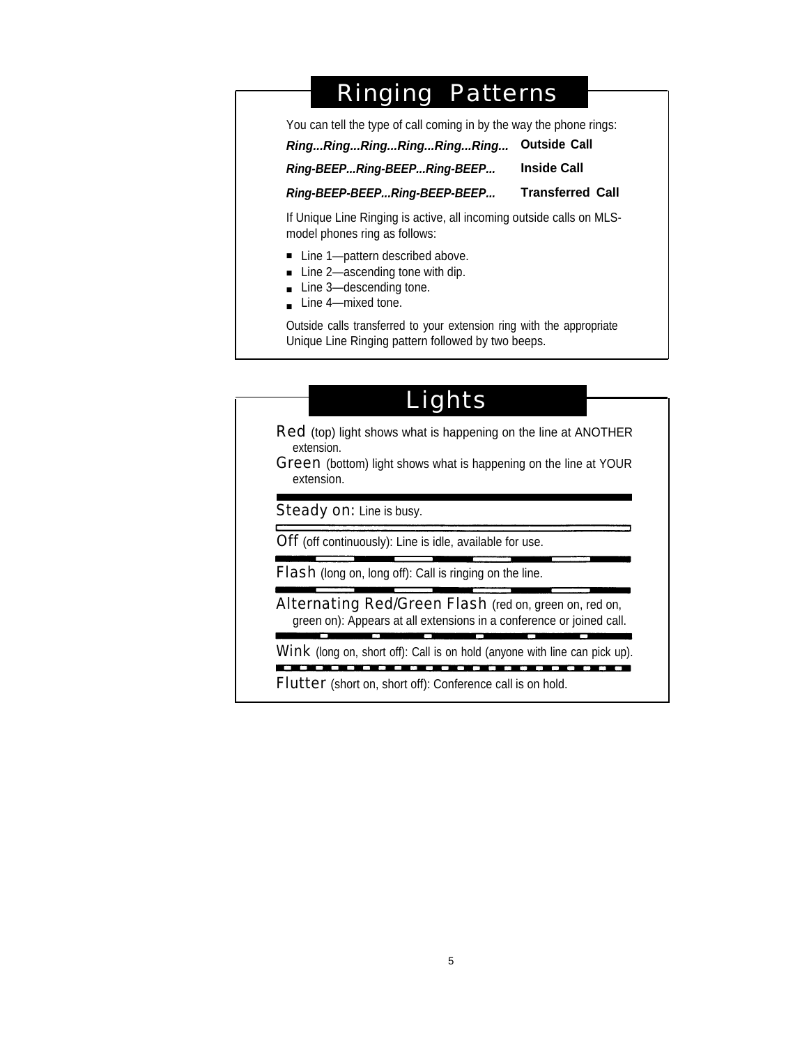## Ringing Patterns

You can tell the type of call coming in by the way the phone rings:

| | |
|---|---|
| ***Ring...Ring...Ring...Ring...Ring...Ring...*** | **Outside Call** |
| ***Ring-BEEP...Ring-BEEP...Ring-BEEP...*** | **Inside Call** |
| ***Ring-BEEP-BEEP...Ring-BEEP-BEEP...*** | **Transferred Call** |

If Unique Line Ringing is active, all incoming outside calls on MLS-model phones ring as follows:

- Line 1—pattern described above.
- Line 2—ascending tone with dip.
- Line 3—descending tone.
- Line 4—mixed tone.

Outside calls transferred to your extension ring with the appropriate Unique Line Ringing pattern followed by two beeps.

## Lights

Red (top) light shows what is happening on the line at ANOTHER extension.

Green (bottom) light shows what is happening on the line at YOUR extension.

Steady on: Line is busy.

Off (off continuously): Line is idle, available for use.

Flash (long on, long off): Call is ringing on the line.

Alternating Red/Green Flash (red on, green on, red on, green on): Appears at all extensions in a conference or joined call.

Wink (long on, short off): Call is on hold (anyone with line can pick up).

Flutter (short on, short off): Conference call is on hold.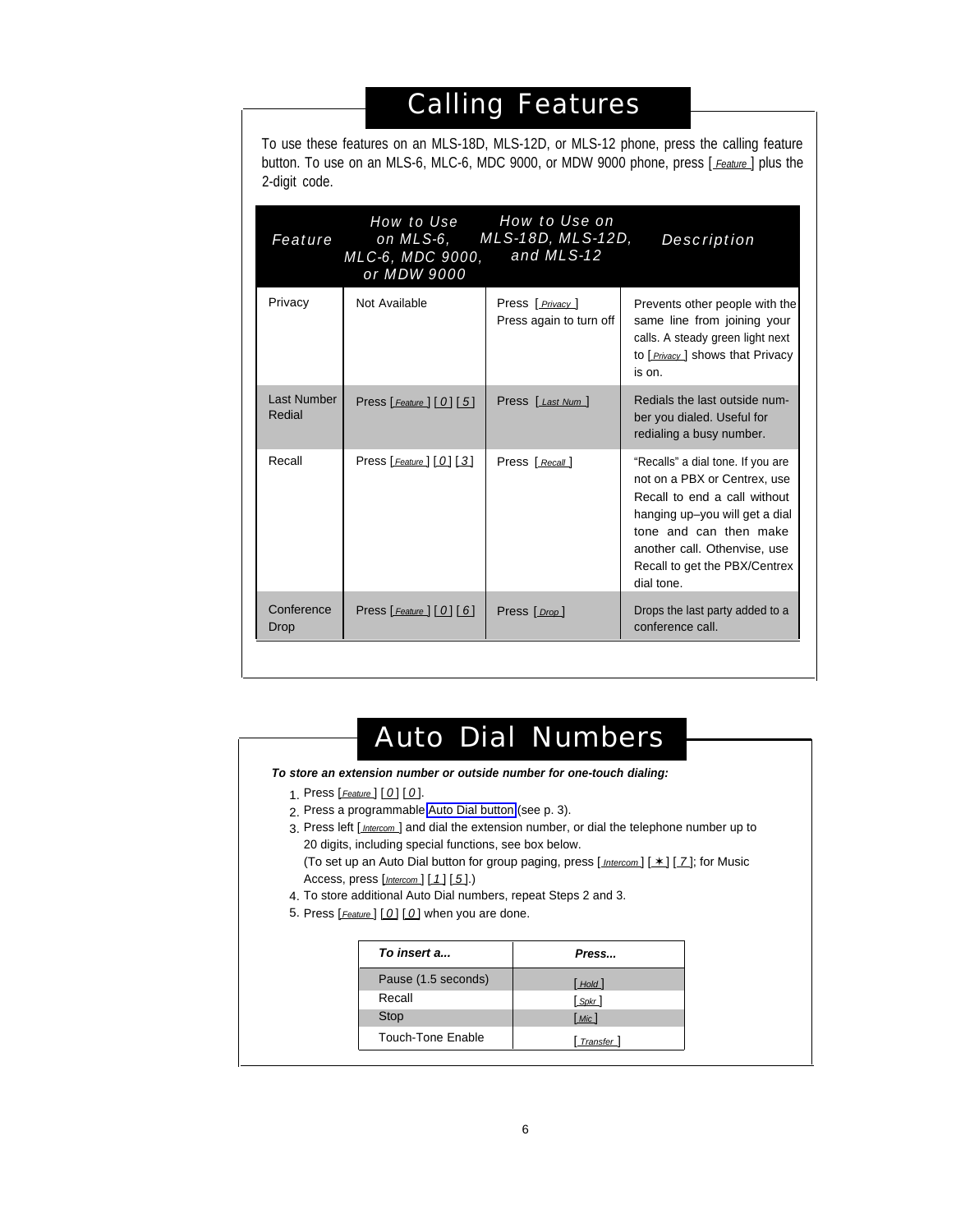# Calling Features

To use these features on an MLS-18D, MLS-12D, or MLS-12 phone, press the calling feature button. To use on an MLS-6, MLC-6, MDC 9000, or MDW 9000 phone, press [ Feature ] plus the 2-digit code.

| Feature | How to Use on MLS-6, MLC-6, MDC 9000, or MDW 9000 | How to Use on MLS-18D, MLS-12D, and MLS-12 | Description |
|---|---|---|---|
| Privacy | Not Available | Press [ Privacy ] Press again to turn off | Prevents other people with the same line from joining your calls. A steady green light next to [ Privacy ] shows that Privacy is on. |
| Last Number Redial | Press [ Feature ] [ 0 ] [ 5 ] | Press [ Last Num ] | Redials the last outside number you dialed. Useful for redialing a busy number. |
| Recall | Press [ Feature ] [ 0 ] [ 3 ] | Press [ Recall ] | "Recalls" a dial tone. If you are not on a PBX or Centrex, use Recall to end a call without hanging up–you will get a dial tone and can then make another call. Othenvise, use Recall to get the PBX/Centrex dial tone. |
| Conference Drop | Press [ Feature ] [ 0 ] [ 6 ] | Press [ Drop ] | Drops the last party added to a conference call. |

# Auto Dial Numbers

***To store an extension number or outside number for one-touch dialing:***

1. Press [ Feature ] [ 0 ] [ 0 ].
2. Press a programmable Auto Dial button (see p. 3).
3. Press left [ Intercom ] and dial the extension number, or dial the telephone number up to 20 digits, including special functions, see box below.
   (To set up an Auto Dial button for group paging, press [ Intercom ] [ ✶ ] [ 7 ]; for Music Access, press [ Intercom ] [ 1 ] [ 5 ].)
4. To store additional Auto Dial numbers, repeat Steps 2 and 3.
5. Press [ Feature ] [ 0 ] [ 0 ] when you are done.

| *To insert a...* | *Press...* |
|---|---|
| Pause (1.5 seconds) | [ Hold ] |
| Recall | [ Spkr ] |
| Stop | [ Mic ] |
| Touch-Tone Enable | [ Transfer ] |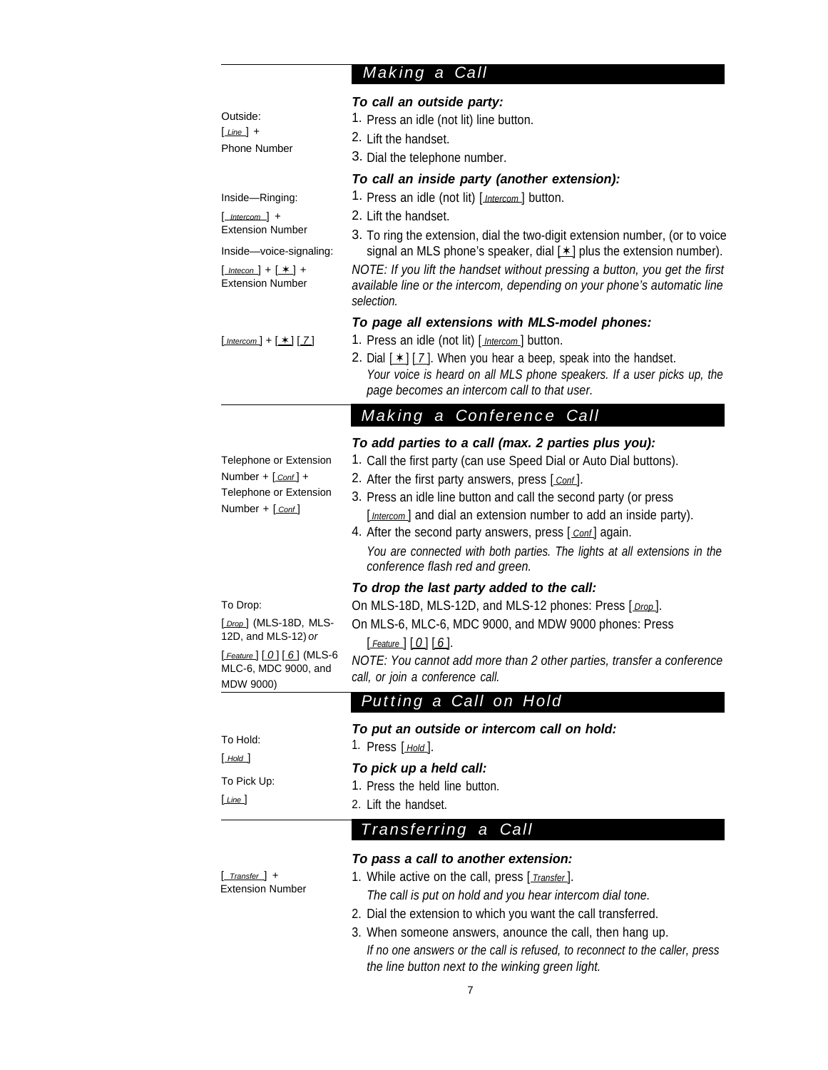## Making a Call

Outside:
[ Line ] +
Phone Number

***To call an outside party:***

1. Press an idle (not lit) line button.
2. Lift the handset.
3. Dial the telephone number.

Inside—Ringing:
[ Intercom ] +
Extension Number

Inside—voice-signaling:
[ Intecon ] + [ ✶ ] +
Extension Number

***To call an inside party (another extension):***

1. Press an idle (not lit) [ Intercom ] button.
2. Lift the handset.
3. To ring the extension, dial the two-digit extension number, (or to voice signal an MLS phone's speaker, dial [✶] plus the extension number).

*NOTE: If you lift the handset without pressing a button, you get the first available line or the intercom, depending on your phone's automatic line selection.*

[ Intercom ] + [ ✶ ] [ 7 ]

***To page all extensions with MLS-model phones:***

1. Press an idle (not lit) [ Intercom ] button.
2. Dial [ ✶ ] [ 7 ]. When you hear a beep, speak into the handset.
   *Your voice is heard on all MLS phone speakers. If a user picks up, the page becomes an intercom call to that user.*

## Making a Conference Call

Telephone or Extension Number + [ Conf ] + Telephone or Extension Number + [ Conf ]

***To add parties to a call (max. 2 parties plus you):***

1. Call the first party (can use Speed Dial or Auto Dial buttons).
2. After the first party answers, press [ Conf ].
3. Press an idle line button and call the second party (or press [ Intercom ] and dial an extension number to add an inside party).
4. After the second party answers, press [ Conf ] again.
   *You are connected with both parties. The lights at all extensions in the conference flash red and green.*

To Drop:
[ Drop ] (MLS-18D, MLS-12D, and MLS-12) *or*
[ Feature ] [ 0 ] [ 6 ] (MLS-6 MLC-6, MDC 9000, and MDW 9000)

***To drop the last party added to the call:***

On MLS-18D, MLS-12D, and MLS-12 phones: Press [ Drop ].

On MLS-6, MLC-6, MDC 9000, and MDW 9000 phones: Press [ Feature ] [ 0 ] [ 6 ].

*NOTE: You cannot add more than 2 other parties, transfer a conference call, or join a conference call.*

## Putting a Call on Hold

To Hold:
[ Hold ]

***To put an outside or intercom call on hold:***

1. Press [ Hold ].

To Pick Up:
[ Line ]

***To pick up a held call:***

1. Press the held line button.
2. Lift the handset.

## Transferring a Call

[ Transfer ] +
Extension Number

***To pass a call to another extension:***

1. While active on the call, press [ Transfer ].
   *The call is put on hold and you hear intercom dial tone.*
2. Dial the extension to which you want the call transferred.
3. When someone answers, anounce the call, then hang up.
   *If no one answers or the call is refused, to reconnect to the caller, press the line button next to the winking green light.*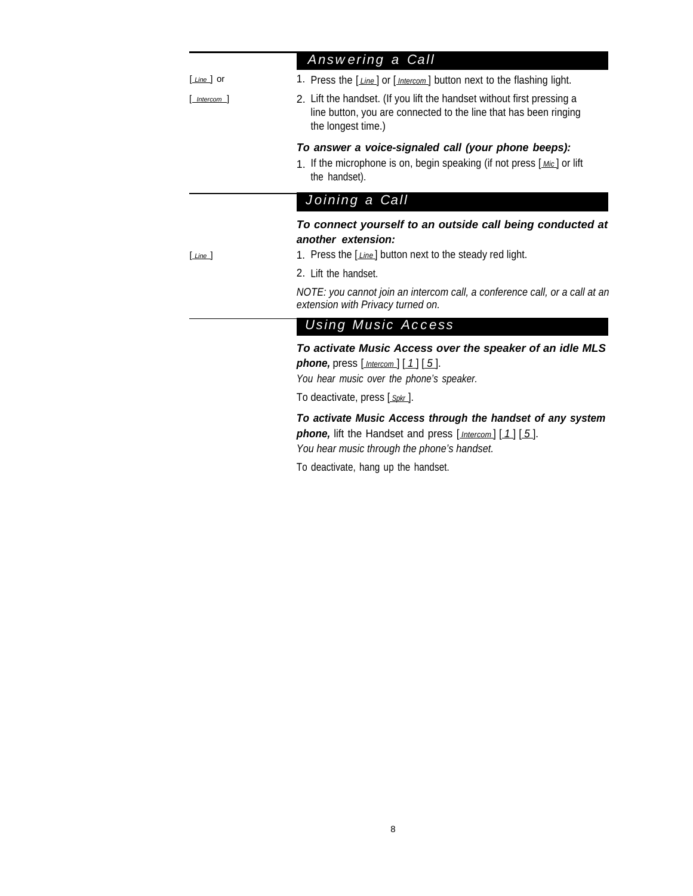## Answering a Call

[ Line ] or

[ Intercom ]

1. Press the [ Line ] or [ Intercom ] button next to the flashing light.
2. Lift the handset. (If you lift the handset without first pressing a line button, you are connected to the line that has been ringing the longest time.)

***To answer a voice-signaled call (your phone beeps):***

1. If the microphone is on, begin speaking (if not press [ Mic ] or lift the handset).

## Joining a Call

***To connect yourself to an outside call being conducted at another extension:***

[ Line ]

1. Press the [ Line ] button next to the steady red light.
2. Lift the handset.

*NOTE: you cannot join an intercom call, a conference call, or a call at an extension with Privacy turned on.*

## Using Music Access

***To activate Music Access over the speaker of an idle MLS phone,*** press [ Intercom ] [ 1 ] [ 5 ].

*You hear music over the phone's speaker.*

To deactivate, press [ Spkr ].

***To activate Music Access through the handset of any system phone,*** lift the Handset and press [ Intercom ] [ 1 ] [ 5 ].

*You hear music through the phone's handset.*

To deactivate, hang up the handset.